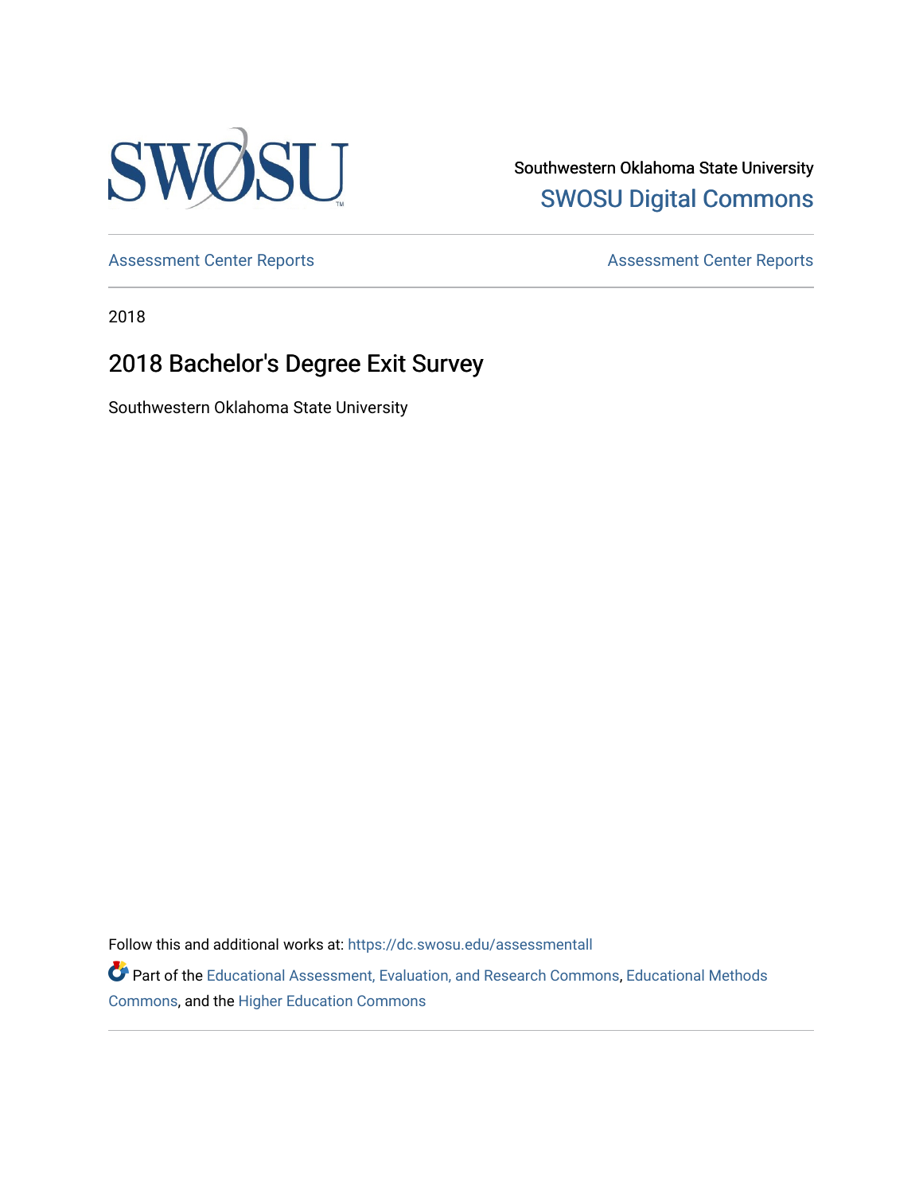SWOSU

Southwestern Oklahoma State University
SWOSU Digital Commons

Assessment Center Reports | Assessment Center Reports

2018

# 2018 Bachelor's Degree Exit Survey

Southwestern Oklahoma State University

Follow this and additional works at: https://dc.swosu.edu/assessmentall

Part of the Educational Assessment, Evaluation, and Research Commons, Educational Methods Commons, and the Higher Education Commons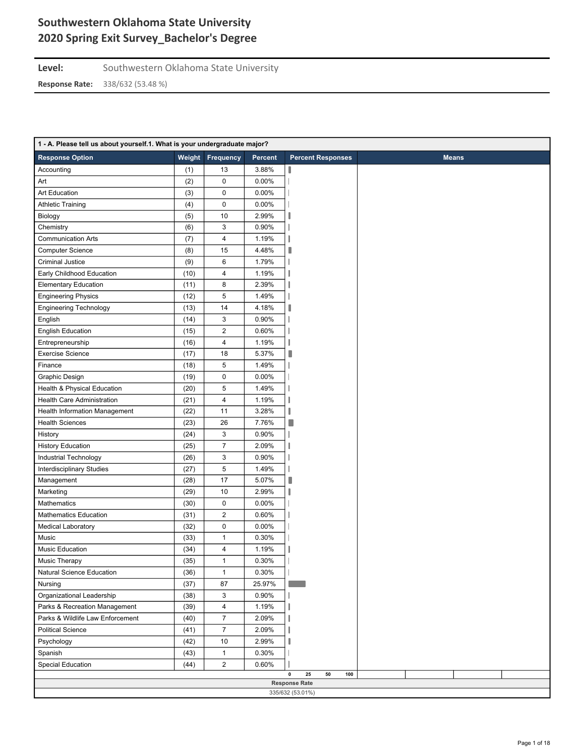# Southwestern Oklahoma State University
# 2020 Spring Exit Survey_Bachelor's Degree

**Level:** Southwestern Oklahoma State University

**Response Rate:** 338/632 (53.48 %)

**1 - A. Please tell us about yourself.1. What is your undergraduate major?**

| Response Option | Weight | Frequency | Percent |
|---|---|---|---|
| Accounting | (1) | 13 | 3.88% |
| Art | (2) | 0 | 0.00% |
| Art Education | (3) | 0 | 0.00% |
| Athletic Training | (4) | 0 | 0.00% |
| Biology | (5) | 10 | 2.99% |
| Chemistry | (6) | 3 | 0.90% |
| Communication Arts | (7) | 4 | 1.19% |
| Computer Science | (8) | 15 | 4.48% |
| Criminal Justice | (9) | 6 | 1.79% |
| Early Childhood Education | (10) | 4 | 1.19% |
| Elementary Education | (11) | 8 | 2.39% |
| Engineering Physics | (12) | 5 | 1.49% |
| Engineering Technology | (13) | 14 | 4.18% |
| English | (14) | 3 | 0.90% |
| English Education | (15) | 2 | 0.60% |
| Entrepreneurship | (16) | 4 | 1.19% |
| Exercise Science | (17) | 18 | 5.37% |
| Finance | (18) | 5 | 1.49% |
| Graphic Design | (19) | 0 | 0.00% |
| Health & Physical Education | (20) | 5 | 1.49% |
| Health Care Administration | (21) | 4 | 1.19% |
| Health Information Management | (22) | 11 | 3.28% |
| Health Sciences | (23) | 26 | 7.76% |
| History | (24) | 3 | 0.90% |
| History Education | (25) | 7 | 2.09% |
| Industrial Technology | (26) | 3 | 0.90% |
| Interdisciplinary Studies | (27) | 5 | 1.49% |
| Management | (28) | 17 | 5.07% |
| Marketing | (29) | 10 | 2.99% |
| Mathematics | (30) | 0 | 0.00% |
| Mathematics Education | (31) | 2 | 0.60% |
| Medical Laboratory | (32) | 0 | 0.00% |
| Music | (33) | 1 | 0.30% |
| Music Education | (34) | 4 | 1.19% |
| Music Therapy | (35) | 1 | 0.30% |
| Natural Science Education | (36) | 1 | 0.30% |
| Nursing | (37) | 87 | 25.97% |
| Organizational Leadership | (38) | 3 | 0.90% |
| Parks & Recreation Management | (39) | 4 | 1.19% |
| Parks & Wildlife Law Enforcement | (40) | 7 | 2.09% |
| Political Science | (41) | 7 | 2.09% |
| Psychology | (42) | 10 | 2.99% |
| Spanish | (43) | 1 | 0.30% |
| Special Education | (44) | 2 | 0.60% |

Response Rate: 335/632 (53.01%)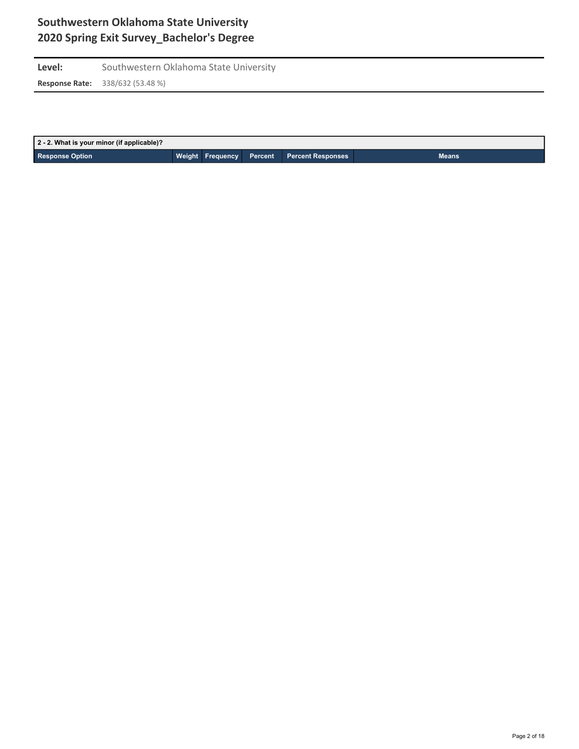# Southwestern Oklahoma State University
## 2020 Spring Exit Survey_Bachelor's Degree

**Level:** Southwestern Oklahoma State University

**Response Rate:** 338/632 (53.48 %)

| 2 - 2. What is your minor (if applicable)? | | | | | |
|---|---|---|---|---|---|
| **Response Option** | **Weight** | **Frequency** | **Percent** | **Percent Responses** | **Means** |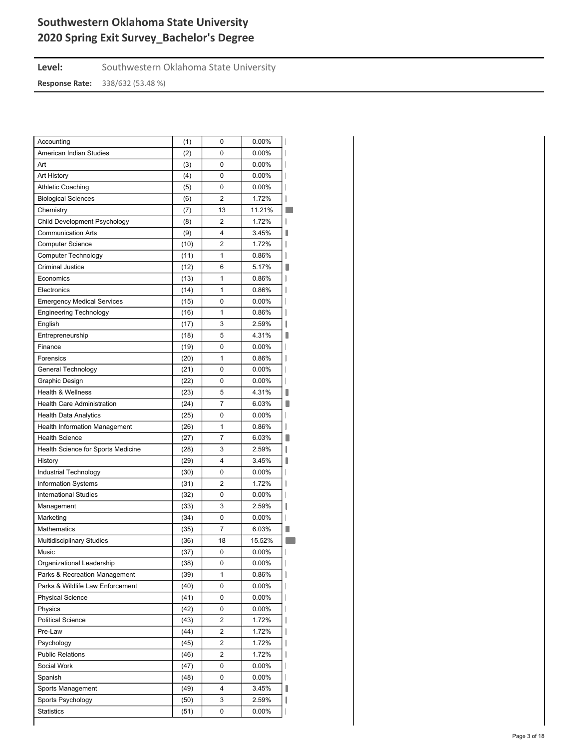# Southwestern Oklahoma State University
# 2020 Spring Exit Survey_Bachelor's Degree

**Level:** Southwestern Oklahoma State University

**Response Rate:** 338/632 (53.48 %)

| | | | |
|---|---|---|---|
| Accounting | (1) | 0 | 0.00% |
| American Indian Studies | (2) | 0 | 0.00% |
| Art | (3) | 0 | 0.00% |
| Art History | (4) | 0 | 0.00% |
| Athletic Coaching | (5) | 0 | 0.00% |
| Biological Sciences | (6) | 2 | 1.72% |
| Chemistry | (7) | 13 | 11.21% |
| Child Development Psychology | (8) | 2 | 1.72% |
| Communication Arts | (9) | 4 | 3.45% |
| Computer Science | (10) | 2 | 1.72% |
| Computer Technology | (11) | 1 | 0.86% |
| Criminal Justice | (12) | 6 | 5.17% |
| Economics | (13) | 1 | 0.86% |
| Electronics | (14) | 1 | 0.86% |
| Emergency Medical Services | (15) | 0 | 0.00% |
| Engineering Technology | (16) | 1 | 0.86% |
| English | (17) | 3 | 2.59% |
| Entrepreneurship | (18) | 5 | 4.31% |
| Finance | (19) | 0 | 0.00% |
| Forensics | (20) | 1 | 0.86% |
| General Technology | (21) | 0 | 0.00% |
| Graphic Design | (22) | 0 | 0.00% |
| Health & Wellness | (23) | 5 | 4.31% |
| Health Care Administration | (24) | 7 | 6.03% |
| Health Data Analytics | (25) | 0 | 0.00% |
| Health Information Management | (26) | 1 | 0.86% |
| Health Science | (27) | 7 | 6.03% |
| Health Science for Sports Medicine | (28) | 3 | 2.59% |
| History | (29) | 4 | 3.45% |
| Industrial Technology | (30) | 0 | 0.00% |
| Information Systems | (31) | 2 | 1.72% |
| International Studies | (32) | 0 | 0.00% |
| Management | (33) | 3 | 2.59% |
| Marketing | (34) | 0 | 0.00% |
| Mathematics | (35) | 7 | 6.03% |
| Multidisciplinary Studies | (36) | 18 | 15.52% |
| Music | (37) | 0 | 0.00% |
| Organizational Leadership | (38) | 0 | 0.00% |
| Parks & Recreation Management | (39) | 1 | 0.86% |
| Parks & Wildlife Law Enforcement | (40) | 0 | 0.00% |
| Physical Science | (41) | 0 | 0.00% |
| Physics | (42) | 0 | 0.00% |
| Political Science | (43) | 2 | 1.72% |
| Pre-Law | (44) | 2 | 1.72% |
| Psychology | (45) | 2 | 1.72% |
| Public Relations | (46) | 2 | 1.72% |
| Social Work | (47) | 0 | 0.00% |
| Spanish | (48) | 0 | 0.00% |
| Sports Management | (49) | 4 | 3.45% |
| Sports Psychology | (50) | 3 | 2.59% |
| Statistics | (51) | 0 | 0.00% |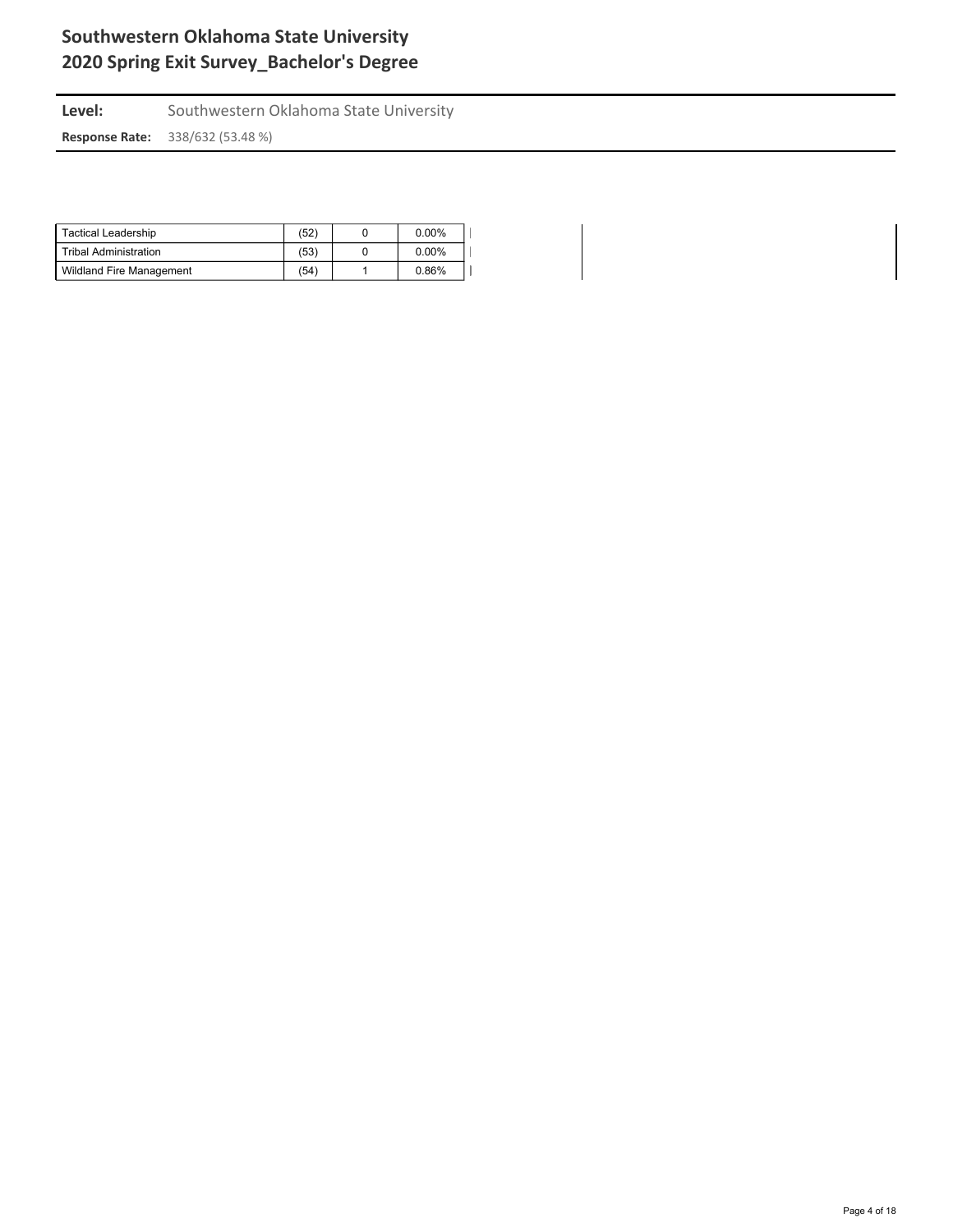| | | | |
|---|---|---|---|
| Tactical Leadership | (52) | 0 | 0.00% |
| Tribal Administration | (53) | 0 | 0.00% |
| Wildland Fire Management | (54) | 1 | 0.86% |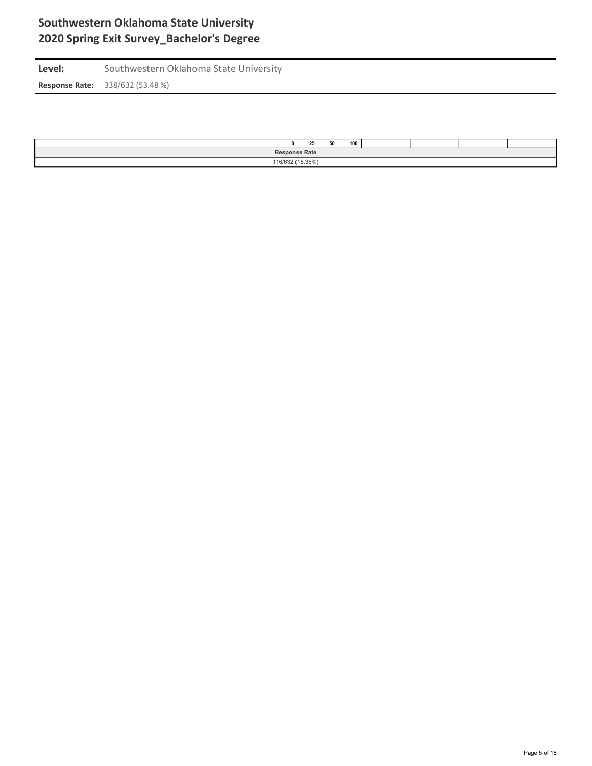# Southwestern Oklahoma State University
## 2020 Spring Exit Survey_Bachelor's Degree

**Level:** Southwestern Oklahoma State University

**Response Rate:** 338/632 (53.48 %)

| 0 25 50 100 | | | | |
|---|---|---|---|---|
| **Response Rate** | | | | |
| 116/632 (18.35%) | | | | |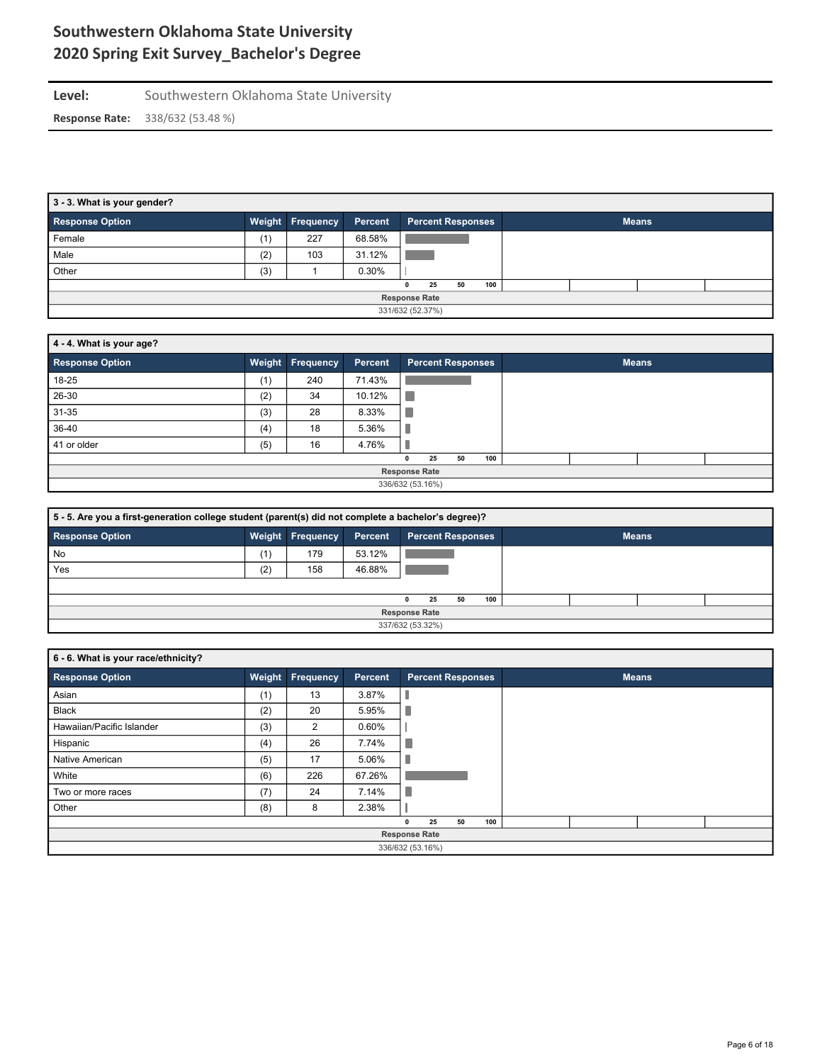# Southwestern Oklahoma State University
# 2020 Spring Exit Survey_Bachelor's Degree

**Level:** Southwestern Oklahoma State University

**Response Rate:** 338/632 (53.48 %)

### 3 - 3. What is your gender?

| Response Option | Weight | Frequency | Percent |
|---|---|---|---|
| Female | (1) | 227 | 68.58% |
| Male | (2) | 103 | 31.12% |
| Other | (3) | 1 | 0.30% |

Response Rate: 331/632 (52.37%)

### 4 - 4. What is your age?

| Response Option | Weight | Frequency | Percent |
|---|---|---|---|
| 18-25 | (1) | 240 | 71.43% |
| 26-30 | (2) | 34 | 10.12% |
| 31-35 | (3) | 28 | 8.33% |
| 36-40 | (4) | 18 | 5.36% |
| 41 or older | (5) | 16 | 4.76% |

Response Rate: 336/632 (53.16%)

### 5 - 5. Are you a first-generation college student (parent(s) did not complete a bachelor's degree)?

| Response Option | Weight | Frequency | Percent |
|---|---|---|---|
| No | (1) | 179 | 53.12% |
| Yes | (2) | 158 | 46.88% |

Response Rate: 337/632 (53.32%)

### 6 - 6. What is your race/ethnicity?

| Response Option | Weight | Frequency | Percent |
|---|---|---|---|
| Asian | (1) | 13 | 3.87% |
| Black | (2) | 20 | 5.95% |
| Hawaiian/Pacific Islander | (3) | 2 | 0.60% |
| Hispanic | (4) | 26 | 7.74% |
| Native American | (5) | 17 | 5.06% |
| White | (6) | 226 | 67.26% |
| Two or more races | (7) | 24 | 7.14% |
| Other | (8) | 8 | 2.38% |

Response Rate: 336/632 (53.16%)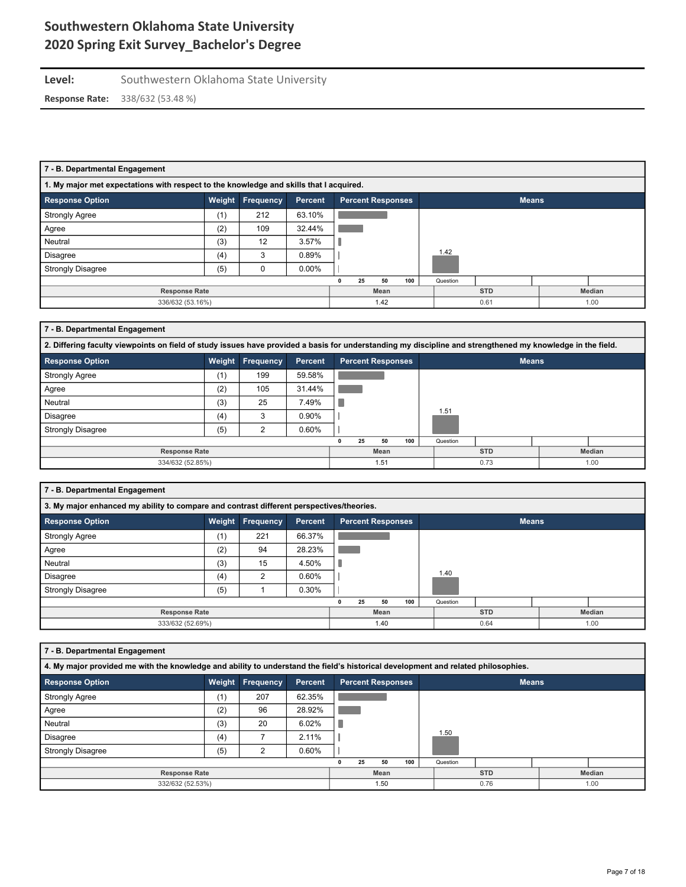# Southwestern Oklahoma State University
# 2020 Spring Exit Survey_Bachelor's Degree

**Level:** Southwestern Oklahoma State University

**Response Rate:** 338/632 (53.48 %)

### 7 - B. Departmental Engagement

**1. My major met expectations with respect to the knowledge and skills that I acquired.**

| Response Option | Weight | Frequency | Percent |
|---|---|---|---|
| Strongly Agree | (1) | 212 | 63.10% |
| Agree | (2) | 109 | 32.44% |
| Neutral | (3) | 12 | 3.57% |
| Disagree | (4) | 3 | 0.89% |
| Strongly Disagree | (5) | 0 | 0.00% |

| Response Rate | Mean | STD | Median |
|---|---|---|---|
| 336/632 (53.16%) | 1.42 | 0.61 | 1.00 |

### 7 - B. Departmental Engagement

**2. Differing faculty viewpoints on field of study issues have provided a basis for understanding my discipline and strengthened my knowledge in the field.**

| Response Option | Weight | Frequency | Percent |
|---|---|---|---|
| Strongly Agree | (1) | 199 | 59.58% |
| Agree | (2) | 105 | 31.44% |
| Neutral | (3) | 25 | 7.49% |
| Disagree | (4) | 3 | 0.90% |
| Strongly Disagree | (5) | 2 | 0.60% |

| Response Rate | Mean | STD | Median |
|---|---|---|---|
| 334/632 (52.85%) | 1.51 | 0.73 | 1.00 |

### 7 - B. Departmental Engagement

**3. My major enhanced my ability to compare and contrast different perspectives/theories.**

| Response Option | Weight | Frequency | Percent |
|---|---|---|---|
| Strongly Agree | (1) | 221 | 66.37% |
| Agree | (2) | 94 | 28.23% |
| Neutral | (3) | 15 | 4.50% |
| Disagree | (4) | 2 | 0.60% |
| Strongly Disagree | (5) | 1 | 0.30% |

| Response Rate | Mean | STD | Median |
|---|---|---|---|
| 333/632 (52.69%) | 1.40 | 0.64 | 1.00 |

### 7 - B. Departmental Engagement

**4. My major provided me with the knowledge and ability to understand the field's historical development and related philosophies.**

| Response Option | Weight | Frequency | Percent |
|---|---|---|---|
| Strongly Agree | (1) | 207 | 62.35% |
| Agree | (2) | 96 | 28.92% |
| Neutral | (3) | 20 | 6.02% |
| Disagree | (4) | 7 | 2.11% |
| Strongly Disagree | (5) | 2 | 0.60% |

| Response Rate | Mean | STD | Median |
|---|---|---|---|
| 332/632 (52.53%) | 1.50 | 0.76 | 1.00 |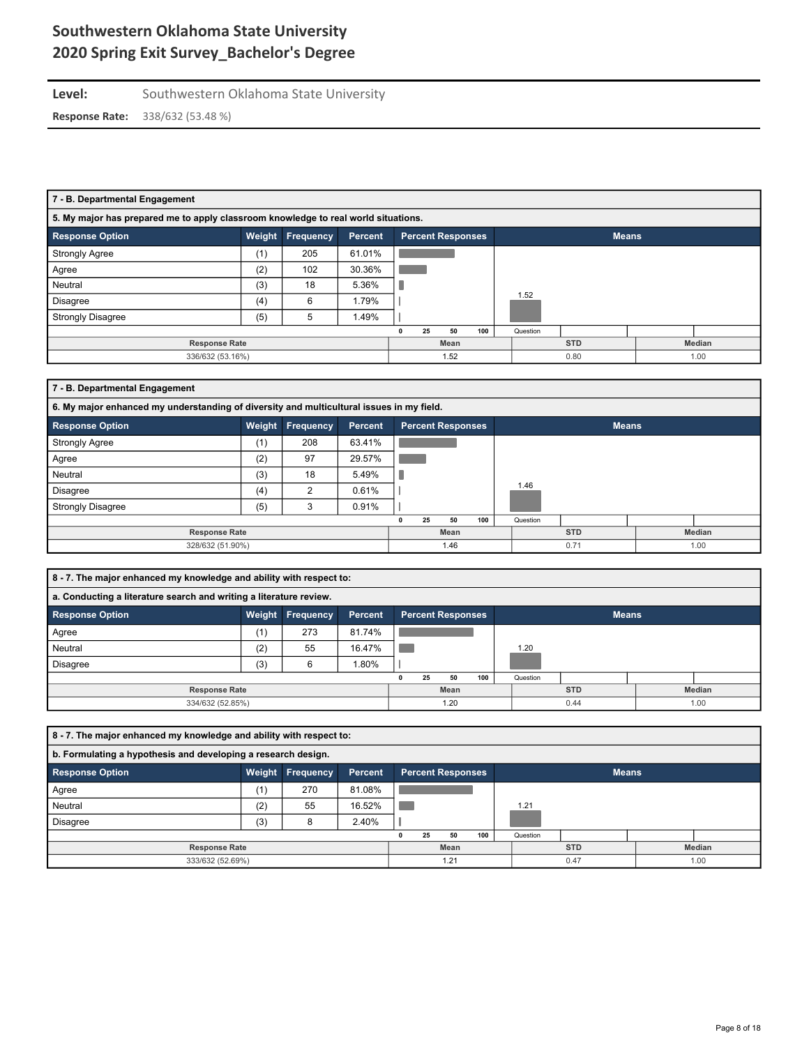# Southwestern Oklahoma State University
# 2020 Spring Exit Survey_Bachelor's Degree

**Level:** Southwestern Oklahoma State University

**Response Rate:** 338/632 (53.48 %)

### 7 - B. Departmental Engagement

**5. My major has prepared me to apply classroom knowledge to real world situations.**

| Response Option | Weight | Frequency | Percent |
|---|---|---|---|
| Strongly Agree | (1) | 205 | 61.01% |
| Agree | (2) | 102 | 30.36% |
| Neutral | (3) | 18 | 5.36% |
| Disagree | (4) | 6 | 1.79% |
| Strongly Disagree | (5) | 5 | 1.49% |

| Response Rate | Mean | STD | Median |
|---|---|---|---|
| 336/632 (53.16%) | 1.52 | 0.80 | 1.00 |

### 7 - B. Departmental Engagement

**6. My major enhanced my understanding of diversity and multicultural issues in my field.**

| Response Option | Weight | Frequency | Percent |
|---|---|---|---|
| Strongly Agree | (1) | 208 | 63.41% |
| Agree | (2) | 97 | 29.57% |
| Neutral | (3) | 18 | 5.49% |
| Disagree | (4) | 2 | 0.61% |
| Strongly Disagree | (5) | 3 | 0.91% |

| Response Rate | Mean | STD | Median |
|---|---|---|---|
| 328/632 (51.90%) | 1.46 | 0.71 | 1.00 |

### 8 - 7. The major enhanced my knowledge and ability with respect to:

**a. Conducting a literature search and writing a literature review.**

| Response Option | Weight | Frequency | Percent |
|---|---|---|---|
| Agree | (1) | 273 | 81.74% |
| Neutral | (2) | 55 | 16.47% |
| Disagree | (3) | 6 | 1.80% |

| Response Rate | Mean | STD | Median |
|---|---|---|---|
| 334/632 (52.85%) | 1.20 | 0.44 | 1.00 |

### 8 - 7. The major enhanced my knowledge and ability with respect to:

**b. Formulating a hypothesis and developing a research design.**

| Response Option | Weight | Frequency | Percent |
|---|---|---|---|
| Agree | (1) | 270 | 81.08% |
| Neutral | (2) | 55 | 16.52% |
| Disagree | (3) | 8 | 2.40% |

| Response Rate | Mean | STD | Median |
|---|---|---|---|
| 333/632 (52.69%) | 1.21 | 0.47 | 1.00 |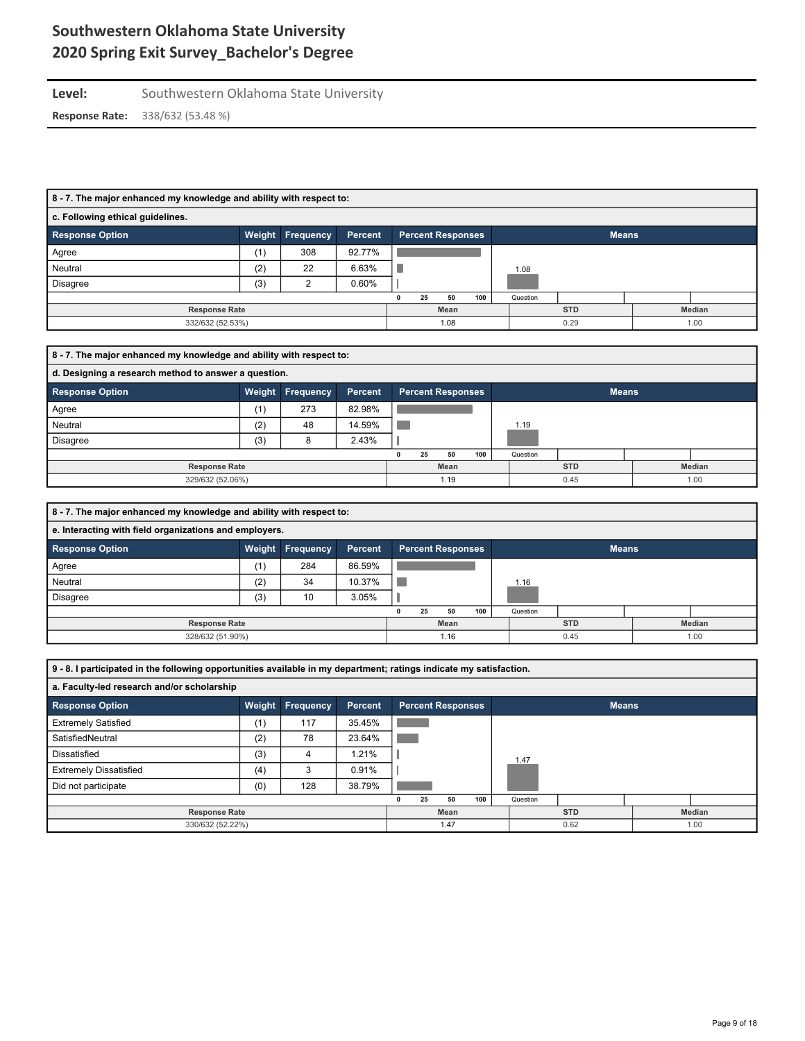# Southwestern Oklahoma State University
# 2020 Spring Exit Survey_Bachelor's Degree

**Level:** Southwestern Oklahoma State University

**Response Rate:** 338/632 (53.48 %)

**8 - 7. The major enhanced my knowledge and ability with respect to:**

**c. Following ethical guidelines.**

| Response Option | Weight | Frequency | Percent |
|---|---|---|---|
| Agree | (1) | 308 | 92.77% |
| Neutral | (2) | 22 | 6.63% |
| Disagree | (3) | 2 | 0.60% |

| Response Rate | Mean | STD | Median |
|---|---|---|---|
| 332/632 (52.53%) | 1.08 | 0.29 | 1.00 |

**8 - 7. The major enhanced my knowledge and ability with respect to:**

**d. Designing a research method to answer a question.**

| Response Option | Weight | Frequency | Percent |
|---|---|---|---|
| Agree | (1) | 273 | 82.98% |
| Neutral | (2) | 48 | 14.59% |
| Disagree | (3) | 8 | 2.43% |

| Response Rate | Mean | STD | Median |
|---|---|---|---|
| 329/632 (52.06%) | 1.19 | 0.45 | 1.00 |

**8 - 7. The major enhanced my knowledge and ability with respect to:**

**e. Interacting with field organizations and employers.**

| Response Option | Weight | Frequency | Percent |
|---|---|---|---|
| Agree | (1) | 284 | 86.59% |
| Neutral | (2) | 34 | 10.37% |
| Disagree | (3) | 10 | 3.05% |

| Response Rate | Mean | STD | Median |
|---|---|---|---|
| 328/632 (51.90%) | 1.16 | 0.45 | 1.00 |

**9 - 8. I participated in the following opportunities available in my department; ratings indicate my satisfaction.**

**a. Faculty-led research and/or scholarship**

| Response Option | Weight | Frequency | Percent |
|---|---|---|---|
| Extremely Satisfied | (1) | 117 | 35.45% |
| SatisfiedNeutral | (2) | 78 | 23.64% |
| Dissatisfied | (3) | 4 | 1.21% |
| Extremely Dissatisfied | (4) | 3 | 0.91% |
| Did not participate | (0) | 128 | 38.79% |

| Response Rate | Mean | STD | Median |
|---|---|---|---|
| 330/632 (52.22%) | 1.47 | 0.62 | 1.00 |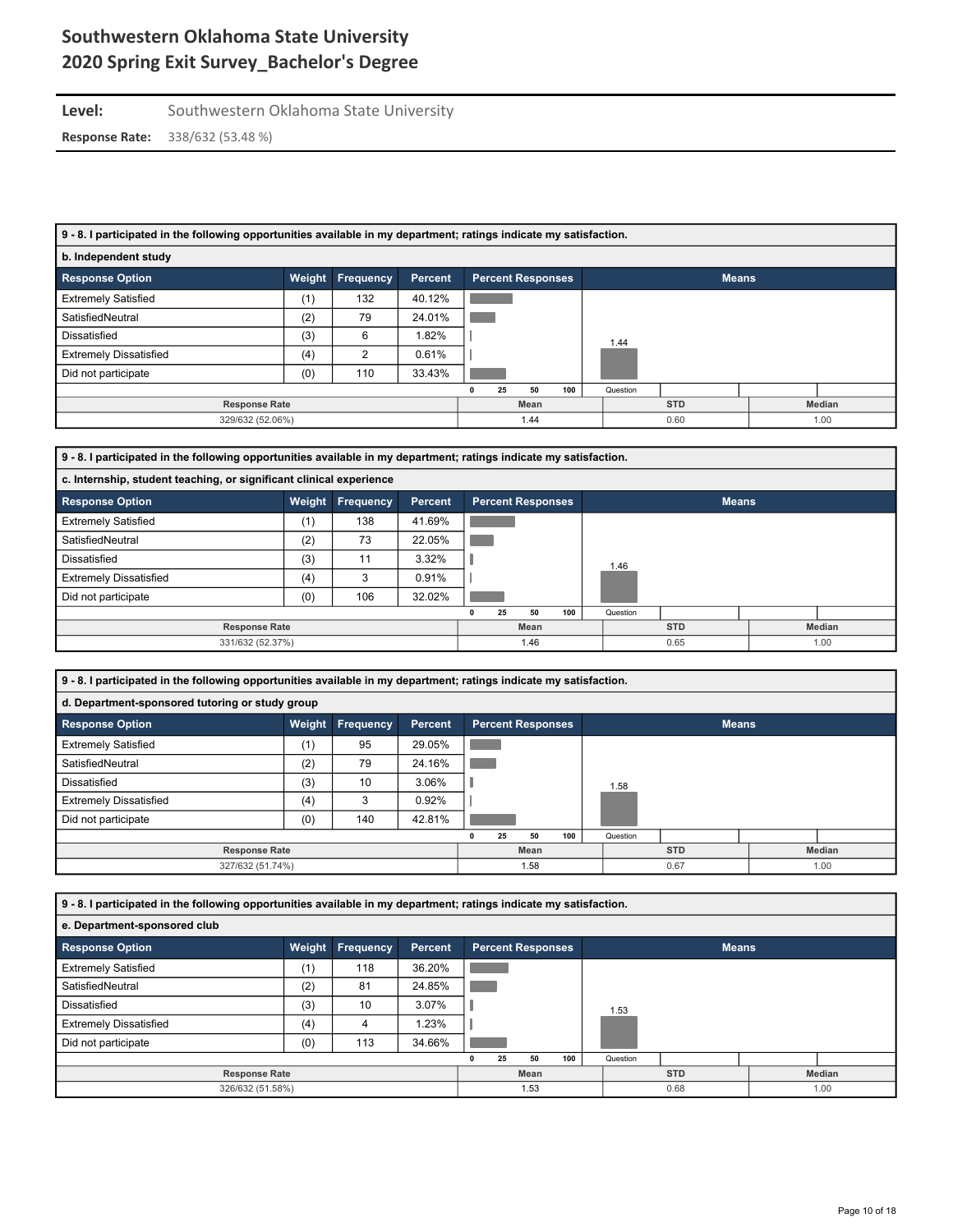# Southwestern Oklahoma State University
# 2020 Spring Exit Survey_Bachelor's Degree

**Level:** Southwestern Oklahoma State University

**Response Rate:** 338/632 (53.48 %)

**9 - 8. I participated in the following opportunities available in my department; ratings indicate my satisfaction.**

**b. Independent study**

| Response Option | Weight | Frequency | Percent |
|---|---|---|---|
| Extremely Satisfied | (1) | 132 | 40.12% |
| SatisfiedNeutral | (2) | 79 | 24.01% |
| Dissatisfied | (3) | 6 | 1.82% |
| Extremely Dissatisfied | (4) | 2 | 0.61% |
| Did not participate | (0) | 110 | 33.43% |

| Response Rate | Mean | STD | Median |
|---|---|---|---|
| 329/632 (52.06%) | 1.44 | 0.60 | 1.00 |

**9 - 8. I participated in the following opportunities available in my department; ratings indicate my satisfaction.**

**c. Internship, student teaching, or significant clinical experience**

| Response Option | Weight | Frequency | Percent |
|---|---|---|---|
| Extremely Satisfied | (1) | 138 | 41.69% |
| SatisfiedNeutral | (2) | 73 | 22.05% |
| Dissatisfied | (3) | 11 | 3.32% |
| Extremely Dissatisfied | (4) | 3 | 0.91% |
| Did not participate | (0) | 106 | 32.02% |

| Response Rate | Mean | STD | Median |
|---|---|---|---|
| 331/632 (52.37%) | 1.46 | 0.65 | 1.00 |

**9 - 8. I participated in the following opportunities available in my department; ratings indicate my satisfaction.**

**d. Department-sponsored tutoring or study group**

| Response Option | Weight | Frequency | Percent |
|---|---|---|---|
| Extremely Satisfied | (1) | 95 | 29.05% |
| SatisfiedNeutral | (2) | 79 | 24.16% |
| Dissatisfied | (3) | 10 | 3.06% |
| Extremely Dissatisfied | (4) | 3 | 0.92% |
| Did not participate | (0) | 140 | 42.81% |

| Response Rate | Mean | STD | Median |
|---|---|---|---|
| 327/632 (51.74%) | 1.58 | 0.67 | 1.00 |

**9 - 8. I participated in the following opportunities available in my department; ratings indicate my satisfaction.**

**e. Department-sponsored club**

| Response Option | Weight | Frequency | Percent |
|---|---|---|---|
| Extremely Satisfied | (1) | 118 | 36.20% |
| SatisfiedNeutral | (2) | 81 | 24.85% |
| Dissatisfied | (3) | 10 | 3.07% |
| Extremely Dissatisfied | (4) | 4 | 1.23% |
| Did not participate | (0) | 113 | 34.66% |

| Response Rate | Mean | STD | Median |
|---|---|---|---|
| 326/632 (51.58%) | 1.53 | 0.68 | 1.00 |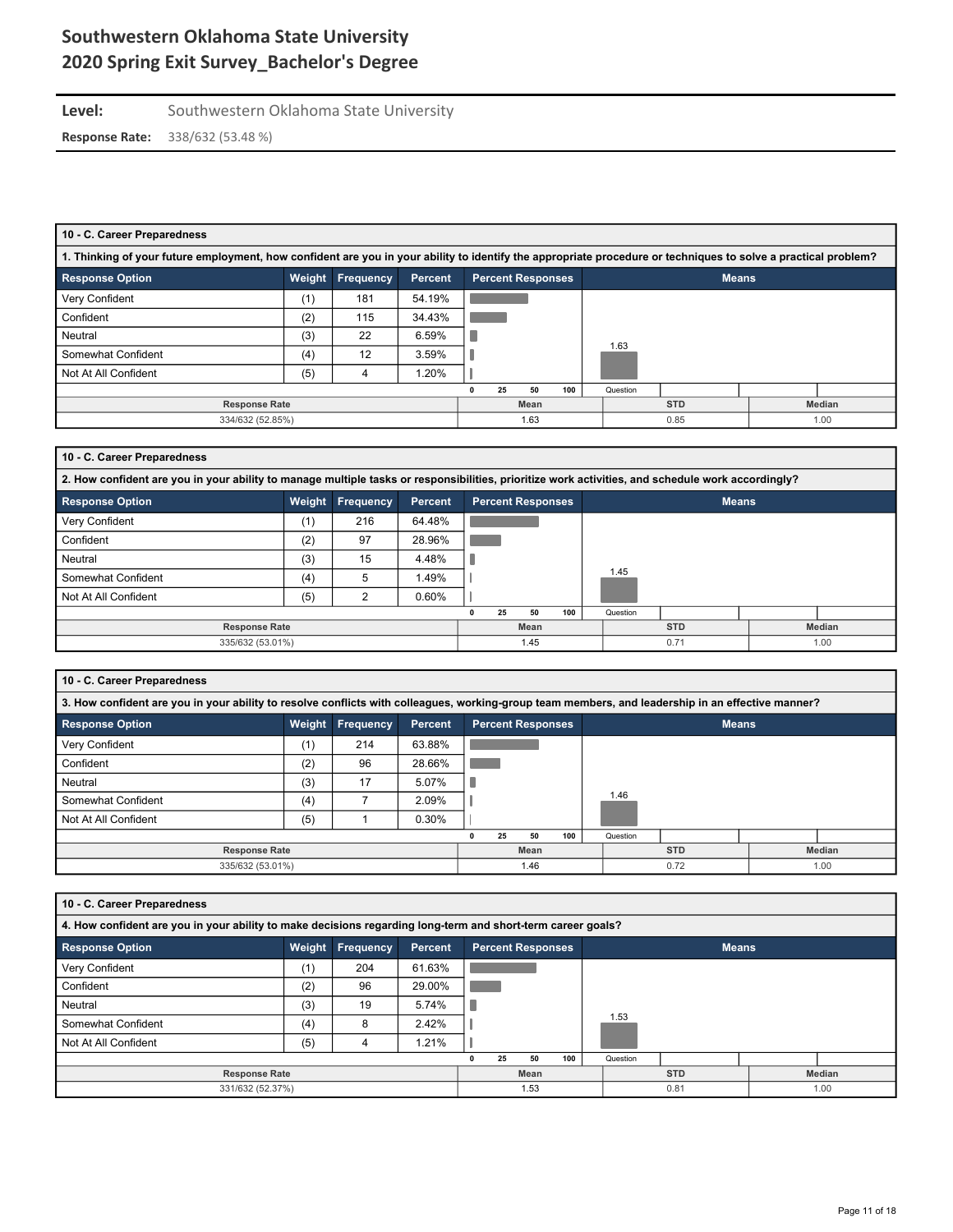# Southwestern Oklahoma State University
# 2020 Spring Exit Survey_Bachelor's Degree

**Level:** Southwestern Oklahoma State University

**Response Rate:** 338/632 (53.48 %)

### 10 - C. Career Preparedness

**1. Thinking of your future employment, how confident are you in your ability to identify the appropriate procedure or techniques to solve a practical problem?**

| Response Option | Weight | Frequency | Percent |
|---|---|---|---|
| Very Confident | (1) | 181 | 54.19% |
| Confident | (2) | 115 | 34.43% |
| Neutral | (3) | 22 | 6.59% |
| Somewhat Confident | (4) | 12 | 3.59% |
| Not At All Confident | (5) | 4 | 1.20% |

| Response Rate | Mean | STD | Median |
|---|---|---|---|
| 334/632 (52.85%) | 1.63 | 0.85 | 1.00 |

### 10 - C. Career Preparedness

**2. How confident are you in your ability to manage multiple tasks or responsibilities, prioritize work activities, and schedule work accordingly?**

| Response Option | Weight | Frequency | Percent |
|---|---|---|---|
| Very Confident | (1) | 216 | 64.48% |
| Confident | (2) | 97 | 28.96% |
| Neutral | (3) | 15 | 4.48% |
| Somewhat Confident | (4) | 5 | 1.49% |
| Not At All Confident | (5) | 2 | 0.60% |

| Response Rate | Mean | STD | Median |
|---|---|---|---|
| 335/632 (53.01%) | 1.45 | 0.71 | 1.00 |

### 10 - C. Career Preparedness

**3. How confident are you in your ability to resolve conflicts with colleagues, working-group team members, and leadership in an effective manner?**

| Response Option | Weight | Frequency | Percent |
|---|---|---|---|
| Very Confident | (1) | 214 | 63.88% |
| Confident | (2) | 96 | 28.66% |
| Neutral | (3) | 17 | 5.07% |
| Somewhat Confident | (4) | 7 | 2.09% |
| Not At All Confident | (5) | 1 | 0.30% |

| Response Rate | Mean | STD | Median |
|---|---|---|---|
| 335/632 (53.01%) | 1.46 | 0.72 | 1.00 |

### 10 - C. Career Preparedness

**4. How confident are you in your ability to make decisions regarding long-term and short-term career goals?**

| Response Option | Weight | Frequency | Percent |
|---|---|---|---|
| Very Confident | (1) | 204 | 61.63% |
| Confident | (2) | 96 | 29.00% |
| Neutral | (3) | 19 | 5.74% |
| Somewhat Confident | (4) | 8 | 2.42% |
| Not At All Confident | (5) | 4 | 1.21% |

| Response Rate | Mean | STD | Median |
|---|---|---|---|
| 331/632 (52.37%) | 1.53 | 0.81 | 1.00 |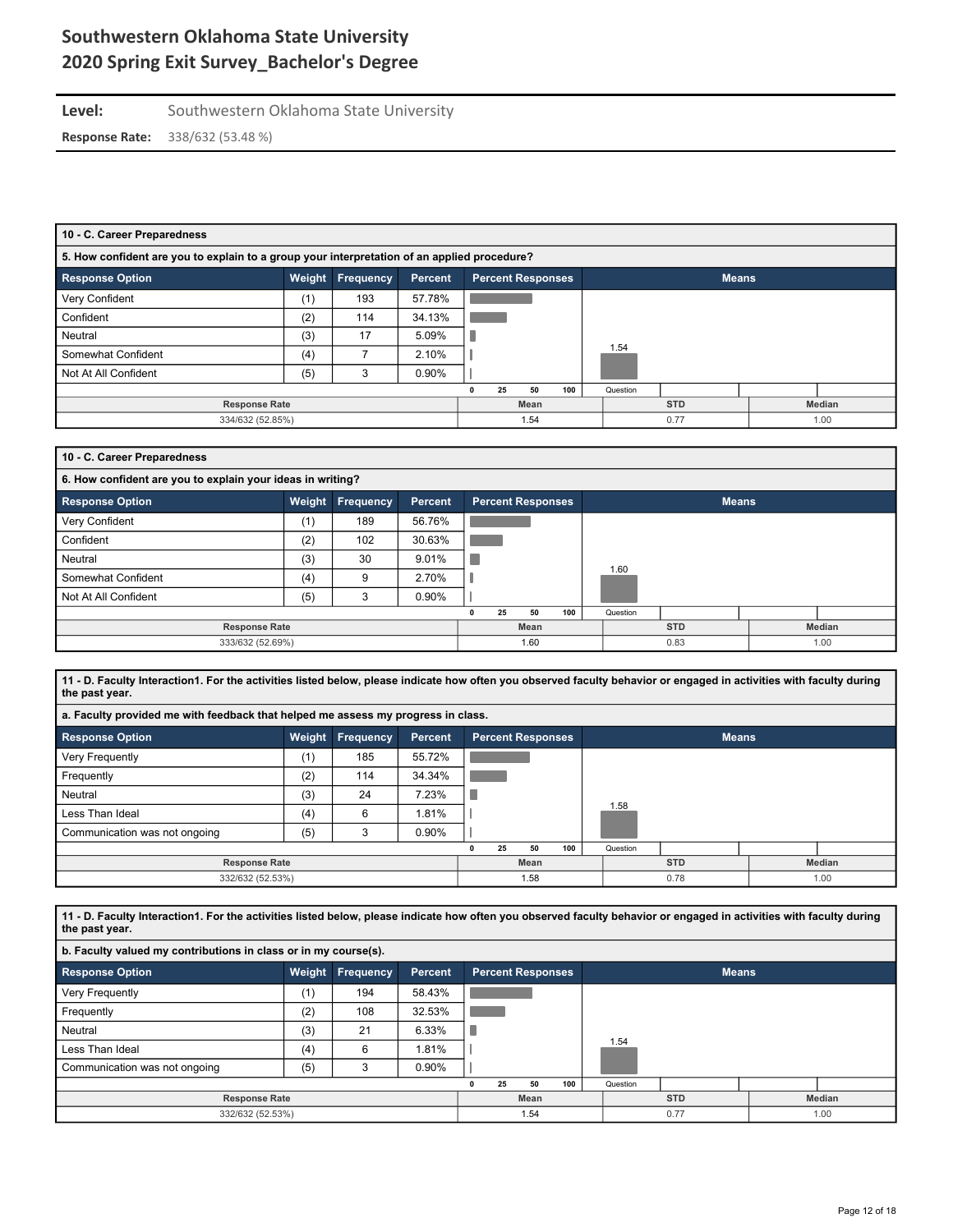# Southwestern Oklahoma State University
# 2020 Spring Exit Survey_Bachelor's Degree

**Level:** Southwestern Oklahoma State University

**Response Rate:** 338/632 (53.48 %)

## 10 - C. Career Preparedness

### 5. How confident are you to explain to a group your interpretation of an applied procedure?

| Response Option | Weight | Frequency | Percent |
|---|---|---|---|
| Very Confident | (1) | 193 | 57.78% |
| Confident | (2) | 114 | 34.13% |
| Neutral | (3) | 17 | 5.09% |
| Somewhat Confident | (4) | 7 | 2.10% |
| Not At All Confident | (5) | 3 | 0.90% |

| Response Rate | Mean | STD | Median |
|---|---|---|---|
| 334/632 (52.85%) | 1.54 | 0.77 | 1.00 |

## 10 - C. Career Preparedness

### 6. How confident are you to explain your ideas in writing?

| Response Option | Weight | Frequency | Percent |
|---|---|---|---|
| Very Confident | (1) | 189 | 56.76% |
| Confident | (2) | 102 | 30.63% |
| Neutral | (3) | 30 | 9.01% |
| Somewhat Confident | (4) | 9 | 2.70% |
| Not At All Confident | (5) | 3 | 0.90% |

| Response Rate | Mean | STD | Median |
|---|---|---|---|
| 333/632 (52.69%) | 1.60 | 0.83 | 1.00 |

## 11 - D. Faculty Interaction1. For the activities listed below, please indicate how often you observed faculty behavior or engaged in activities with faculty during the past year.

### a. Faculty provided me with feedback that helped me assess my progress in class.

| Response Option | Weight | Frequency | Percent |
|---|---|---|---|
| Very Frequently | (1) | 185 | 55.72% |
| Frequently | (2) | 114 | 34.34% |
| Neutral | (3) | 24 | 7.23% |
| Less Than Ideal | (4) | 6 | 1.81% |
| Communication was not ongoing | (5) | 3 | 0.90% |

| Response Rate | Mean | STD | Median |
|---|---|---|---|
| 332/632 (52.53%) | 1.58 | 0.78 | 1.00 |

## 11 - D. Faculty Interaction1. For the activities listed below, please indicate how often you observed faculty behavior or engaged in activities with faculty during the past year.

### b. Faculty valued my contributions in class or in my course(s).

| Response Option | Weight | Frequency | Percent |
|---|---|---|---|
| Very Frequently | (1) | 194 | 58.43% |
| Frequently | (2) | 108 | 32.53% |
| Neutral | (3) | 21 | 6.33% |
| Less Than Ideal | (4) | 6 | 1.81% |
| Communication was not ongoing | (5) | 3 | 0.90% |

| Response Rate | Mean | STD | Median |
|---|---|---|---|
| 332/632 (52.53%) | 1.54 | 0.77 | 1.00 |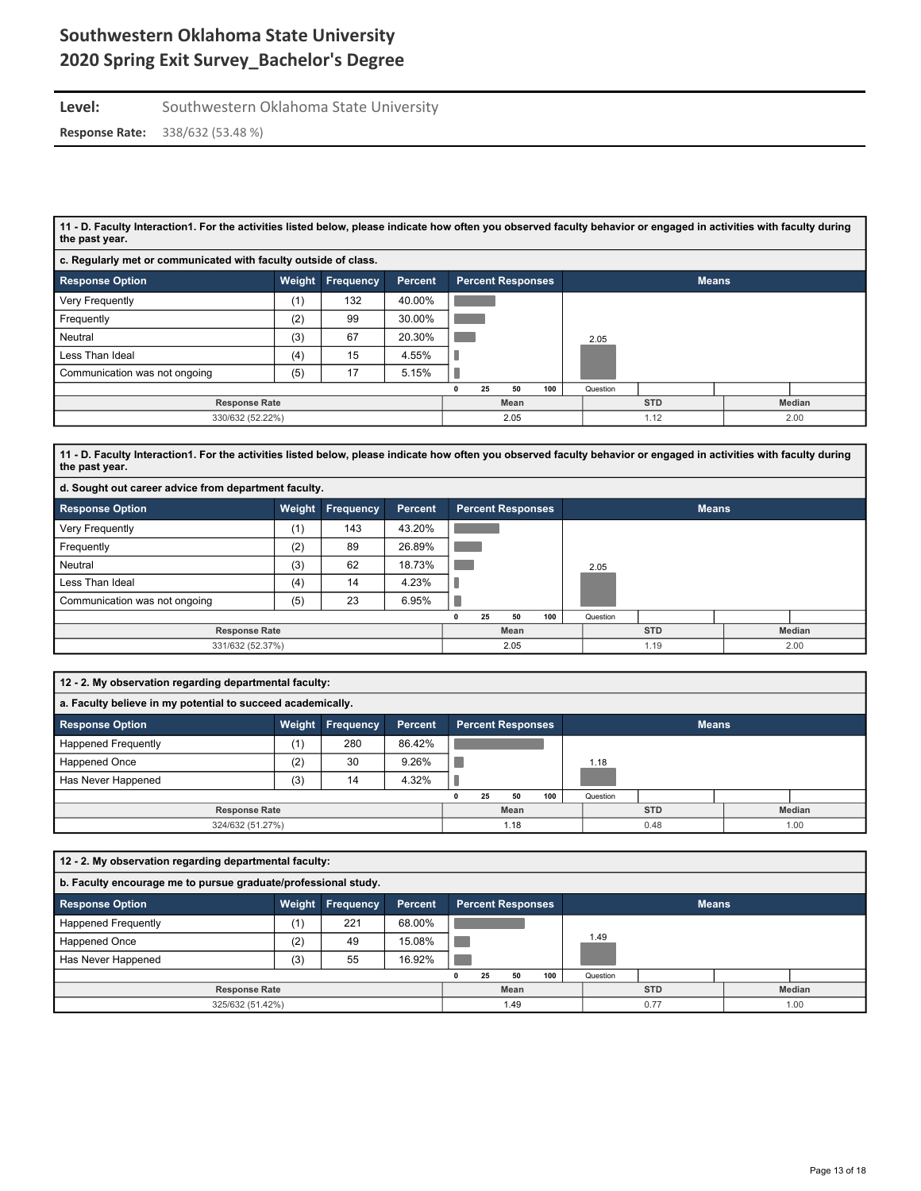# Southwestern Oklahoma State University
# 2020 Spring Exit Survey_Bachelor's Degree

**Level:** Southwestern Oklahoma State University

**Response Rate:** 338/632 (53.48 %)

### 11 - D. Faculty Interaction1. For the activities listed below, please indicate how often you observed faculty behavior or engaged in activities with faculty during the past year.

**c. Regularly met or communicated with faculty outside of class.**

| Response Option | Weight | Frequency | Percent |
|---|---|---|---|
| Very Frequently | (1) | 132 | 40.00% |
| Frequently | (2) | 99 | 30.00% |
| Neutral | (3) | 67 | 20.30% |
| Less Than Ideal | (4) | 15 | 4.55% |
| Communication was not ongoing | (5) | 17 | 5.15% |

| Response Rate | Mean | STD | Median |
|---|---|---|---|
| 330/632 (52.22%) | 2.05 | 1.12 | 2.00 |

### 11 - D. Faculty Interaction1. For the activities listed below, please indicate how often you observed faculty behavior or engaged in activities with faculty during the past year.

**d. Sought out career advice from department faculty.**

| Response Option | Weight | Frequency | Percent |
|---|---|---|---|
| Very Frequently | (1) | 143 | 43.20% |
| Frequently | (2) | 89 | 26.89% |
| Neutral | (3) | 62 | 18.73% |
| Less Than Ideal | (4) | 14 | 4.23% |
| Communication was not ongoing | (5) | 23 | 6.95% |

| Response Rate | Mean | STD | Median |
|---|---|---|---|
| 331/632 (52.37%) | 2.05 | 1.19 | 2.00 |

### 12 - 2. My observation regarding departmental faculty:

**a. Faculty believe in my potential to succeed academically.**

| Response Option | Weight | Frequency | Percent |
|---|---|---|---|
| Happened Frequently | (1) | 280 | 86.42% |
| Happened Once | (2) | 30 | 9.26% |
| Has Never Happened | (3) | 14 | 4.32% |

| Response Rate | Mean | STD | Median |
|---|---|---|---|
| 324/632 (51.27%) | 1.18 | 0.48 | 1.00 |

### 12 - 2. My observation regarding departmental faculty:

**b. Faculty encourage me to pursue graduate/professional study.**

| Response Option | Weight | Frequency | Percent |
|---|---|---|---|
| Happened Frequently | (1) | 221 | 68.00% |
| Happened Once | (2) | 49 | 15.08% |
| Has Never Happened | (3) | 55 | 16.92% |

| Response Rate | Mean | STD | Median |
|---|---|---|---|
| 325/632 (51.42%) | 1.49 | 0.77 | 1.00 |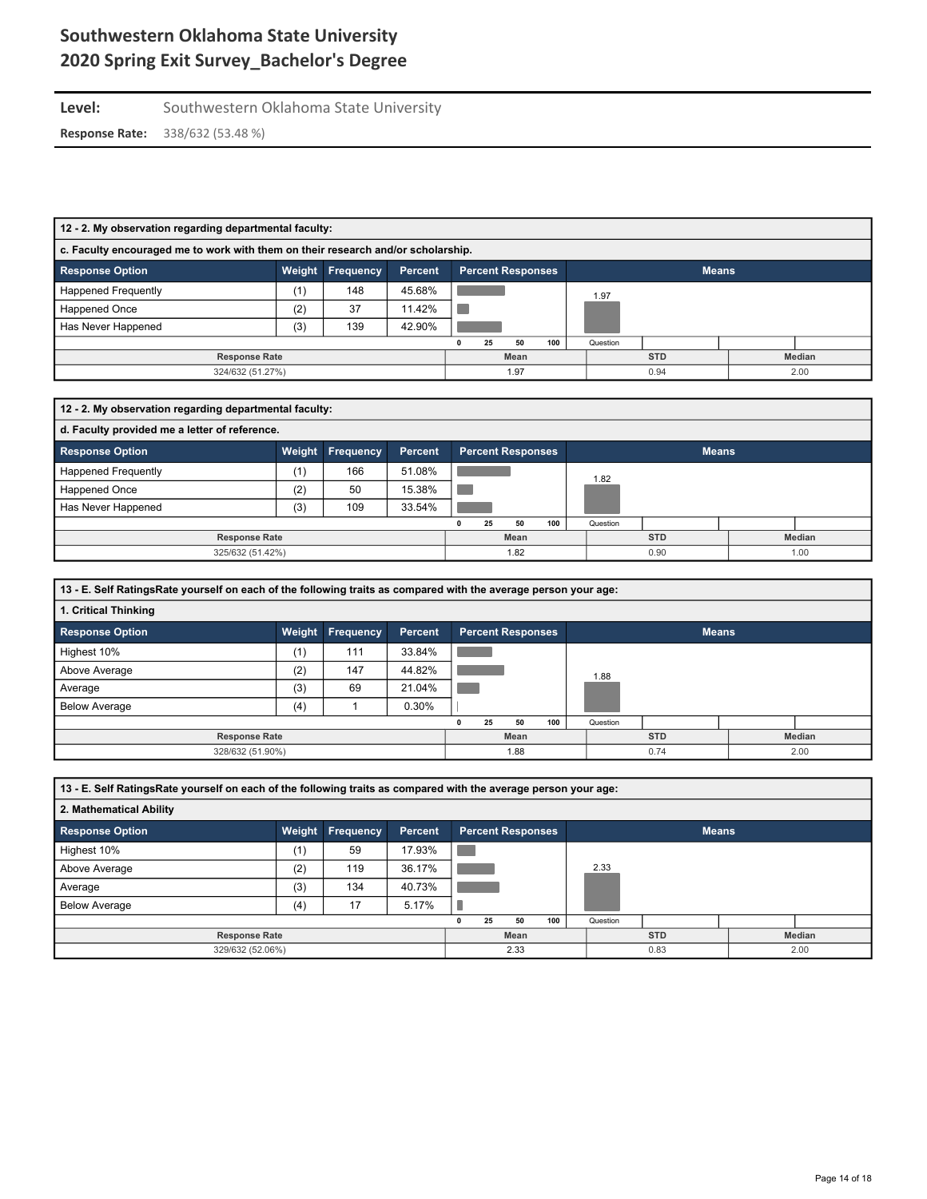# Southwestern Oklahoma State University
# 2020 Spring Exit Survey_Bachelor's Degree

**Level:** Southwestern Oklahoma State University

**Response Rate:** 338/632 (53.48 %)

**12 - 2. My observation regarding departmental faculty:**

**c. Faculty encouraged me to work with them on their research and/or scholarship.**

| Response Option | Weight | Frequency | Percent |
|---|---|---|---|
| Happened Frequently | (1) | 148 | 45.68% |
| Happened Once | (2) | 37 | 11.42% |
| Has Never Happened | (3) | 139 | 42.90% |

| Response Rate | Mean | STD | Median |
|---|---|---|---|
| 324/632 (51.27%) | 1.97 | 0.94 | 2.00 |

**12 - 2. My observation regarding departmental faculty:**

**d. Faculty provided me a letter of reference.**

| Response Option | Weight | Frequency | Percent |
|---|---|---|---|
| Happened Frequently | (1) | 166 | 51.08% |
| Happened Once | (2) | 50 | 15.38% |
| Has Never Happened | (3) | 109 | 33.54% |

| Response Rate | Mean | STD | Median |
|---|---|---|---|
| 325/632 (51.42%) | 1.82 | 0.90 | 1.00 |

**13 - E. Self RatingsRate yourself on each of the following traits as compared with the average person your age:**

**1. Critical Thinking**

| Response Option | Weight | Frequency | Percent |
|---|---|---|---|
| Highest 10% | (1) | 111 | 33.84% |
| Above Average | (2) | 147 | 44.82% |
| Average | (3) | 69 | 21.04% |
| Below Average | (4) | 1 | 0.30% |

| Response Rate | Mean | STD | Median |
|---|---|---|---|
| 328/632 (51.90%) | 1.88 | 0.74 | 2.00 |

**13 - E. Self RatingsRate yourself on each of the following traits as compared with the average person your age:**

**2. Mathematical Ability**

| Response Option | Weight | Frequency | Percent |
|---|---|---|---|
| Highest 10% | (1) | 59 | 17.93% |
| Above Average | (2) | 119 | 36.17% |
| Average | (3) | 134 | 40.73% |
| Below Average | (4) | 17 | 5.17% |

| Response Rate | Mean | STD | Median |
|---|---|---|---|
| 329/632 (52.06%) | 2.33 | 0.83 | 2.00 |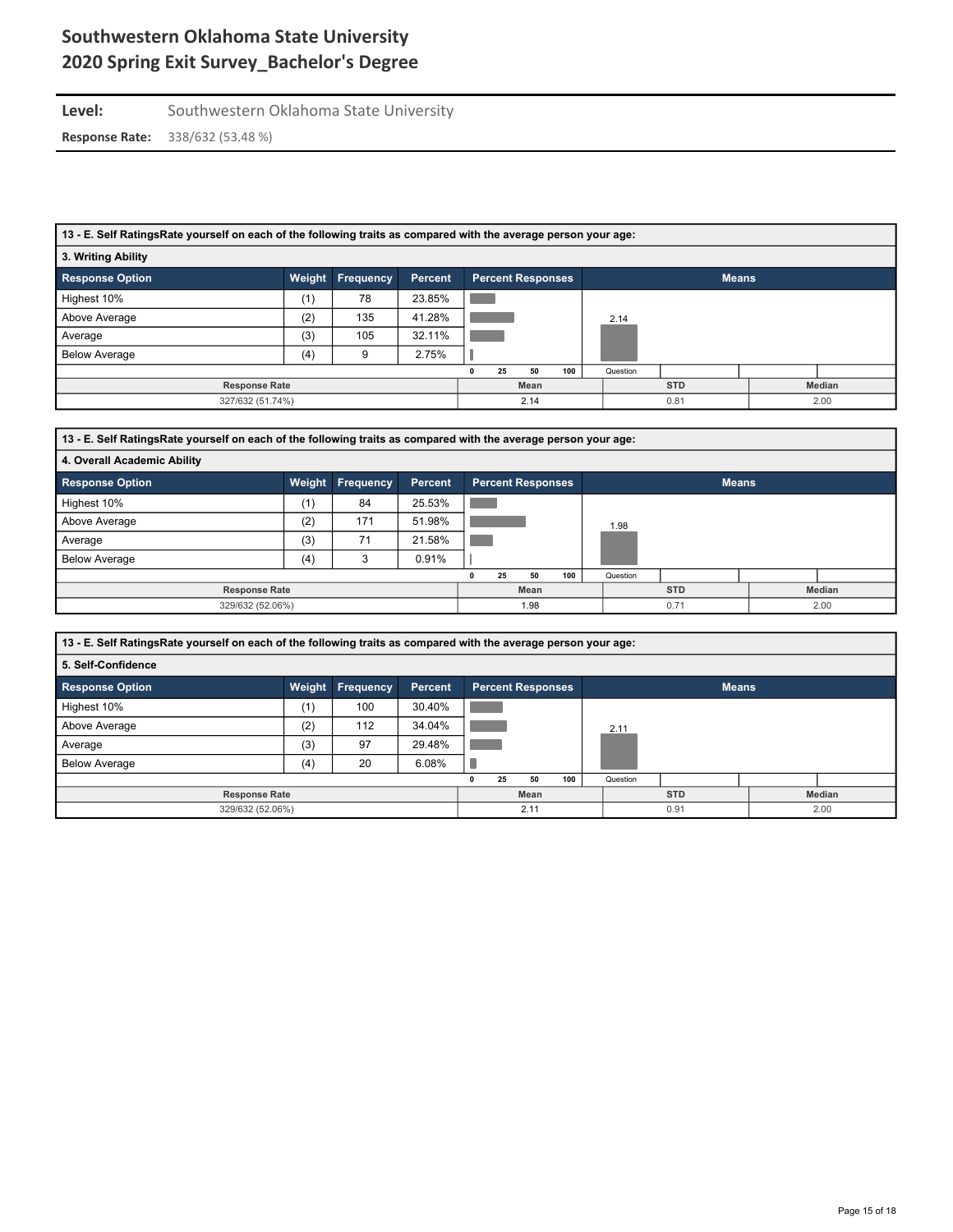# Southwestern Oklahoma State University
## 2020 Spring Exit Survey_Bachelor's Degree

**Level:** Southwestern Oklahoma State University

**Response Rate:** 338/632 (53.48 %)

### 13 - E. Self RatingsRate yourself on each of the following traits as compared with the average person your age:

#### 3. Writing Ability

| Response Option | Weight | Frequency | Percent |
|---|---|---|---|
| Highest 10% | (1) | 78 | 23.85% |
| Above Average | (2) | 135 | 41.28% |
| Average | (3) | 105 | 32.11% |
| Below Average | (4) | 9 | 2.75% |

| Response Rate | Mean | STD | Median |
|---|---|---|---|
| 327/632 (51.74%) | 2.14 | 0.81 | 2.00 |

### 13 - E. Self RatingsRate yourself on each of the following traits as compared with the average person your age:

#### 4. Overall Academic Ability

| Response Option | Weight | Frequency | Percent |
|---|---|---|---|
| Highest 10% | (1) | 84 | 25.53% |
| Above Average | (2) | 171 | 51.98% |
| Average | (3) | 71 | 21.58% |
| Below Average | (4) | 3 | 0.91% |

| Response Rate | Mean | STD | Median |
|---|---|---|---|
| 329/632 (52.06%) | 1.98 | 0.71 | 2.00 |

### 13 - E. Self RatingsRate yourself on each of the following traits as compared with the average person your age:

#### 5. Self-Confidence

| Response Option | Weight | Frequency | Percent |
|---|---|---|---|
| Highest 10% | (1) | 100 | 30.40% |
| Above Average | (2) | 112 | 34.04% |
| Average | (3) | 97 | 29.48% |
| Below Average | (4) | 20 | 6.08% |

| Response Rate | Mean | STD | Median |
|---|---|---|---|
| 329/632 (52.06%) | 2.11 | 0.91 | 2.00 |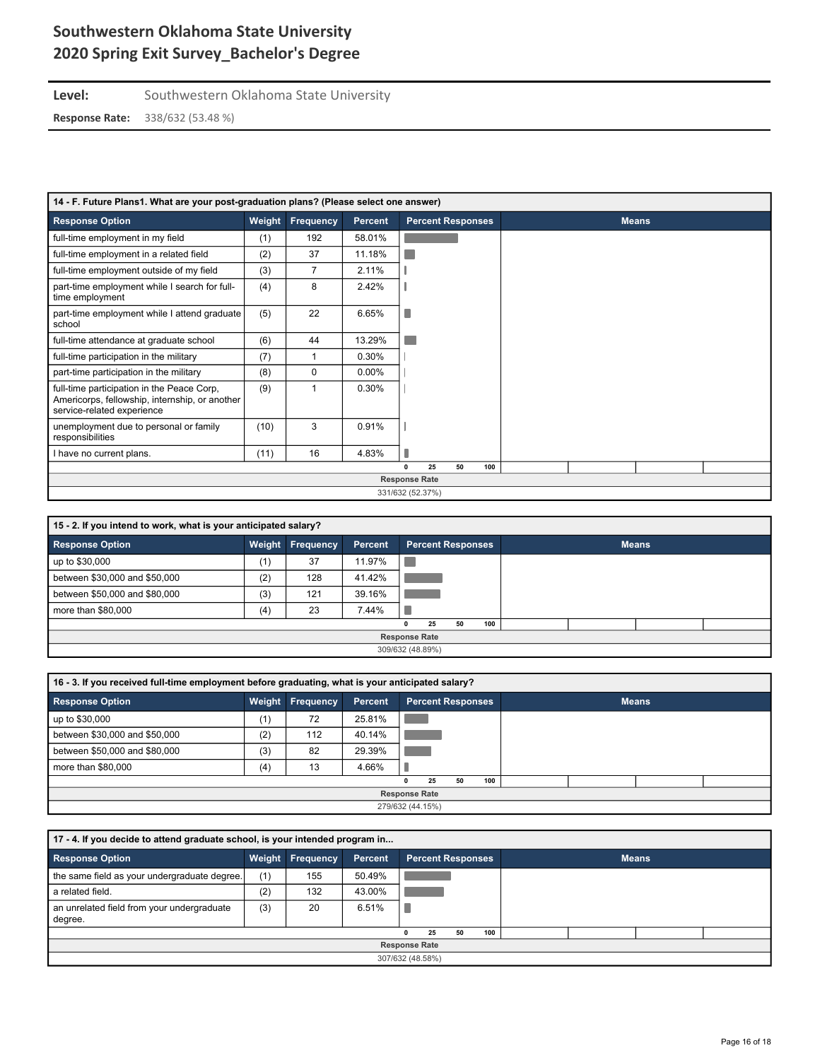# Southwestern Oklahoma State University
## 2020 Spring Exit Survey_Bachelor's Degree

**Level:** Southwestern Oklahoma State University

**Response Rate:** 338/632 (53.48 %)

### 14 - F. Future Plans1. What are your post-graduation plans? (Please select one answer)

| Response Option | Weight | Frequency | Percent |
|---|---|---|---|
| full-time employment in my field | (1) | 192 | 58.01% |
| full-time employment in a related field | (2) | 37 | 11.18% |
| full-time employment outside of my field | (3) | 7 | 2.11% |
| part-time employment while I search for full-time employment | (4) | 8 | 2.42% |
| part-time employment while I attend graduate school | (5) | 22 | 6.65% |
| full-time attendance at graduate school | (6) | 44 | 13.29% |
| full-time participation in the military | (7) | 1 | 0.30% |
| part-time participation in the military | (8) | 0 | 0.00% |
| full-time participation in the Peace Corp, Americorps, fellowship, internship, or another service-related experience | (9) | 1 | 0.30% |
| unemployment due to personal or family responsibilities | (10) | 3 | 0.91% |
| I have no current plans. | (11) | 16 | 4.83% |

Response Rate: 331/632 (52.37%)

### 15 - 2. If you intend to work, what is your anticipated salary?

| Response Option | Weight | Frequency | Percent |
|---|---|---|---|
| up to $30,000 | (1) | 37 | 11.97% |
| between $30,000 and $50,000 | (2) | 128 | 41.42% |
| between $50,000 and $80,000 | (3) | 121 | 39.16% |
| more than $80,000 | (4) | 23 | 7.44% |

Response Rate: 309/632 (48.89%)

### 16 - 3. If you received full-time employment before graduating, what is your anticipated salary?

| Response Option | Weight | Frequency | Percent |
|---|---|---|---|
| up to $30,000 | (1) | 72 | 25.81% |
| between $30,000 and $50,000 | (2) | 112 | 40.14% |
| between $50,000 and $80,000 | (3) | 82 | 29.39% |
| more than $80,000 | (4) | 13 | 4.66% |

Response Rate: 279/632 (44.15%)

### 17 - 4. If you decide to attend graduate school, is your intended program in...

| Response Option | Weight | Frequency | Percent |
|---|---|---|---|
| the same field as your undergraduate degree. | (1) | 155 | 50.49% |
| a related field. | (2) | 132 | 43.00% |
| an unrelated field from your undergraduate degree. | (3) | 20 | 6.51% |

Response Rate: 307/632 (48.58%)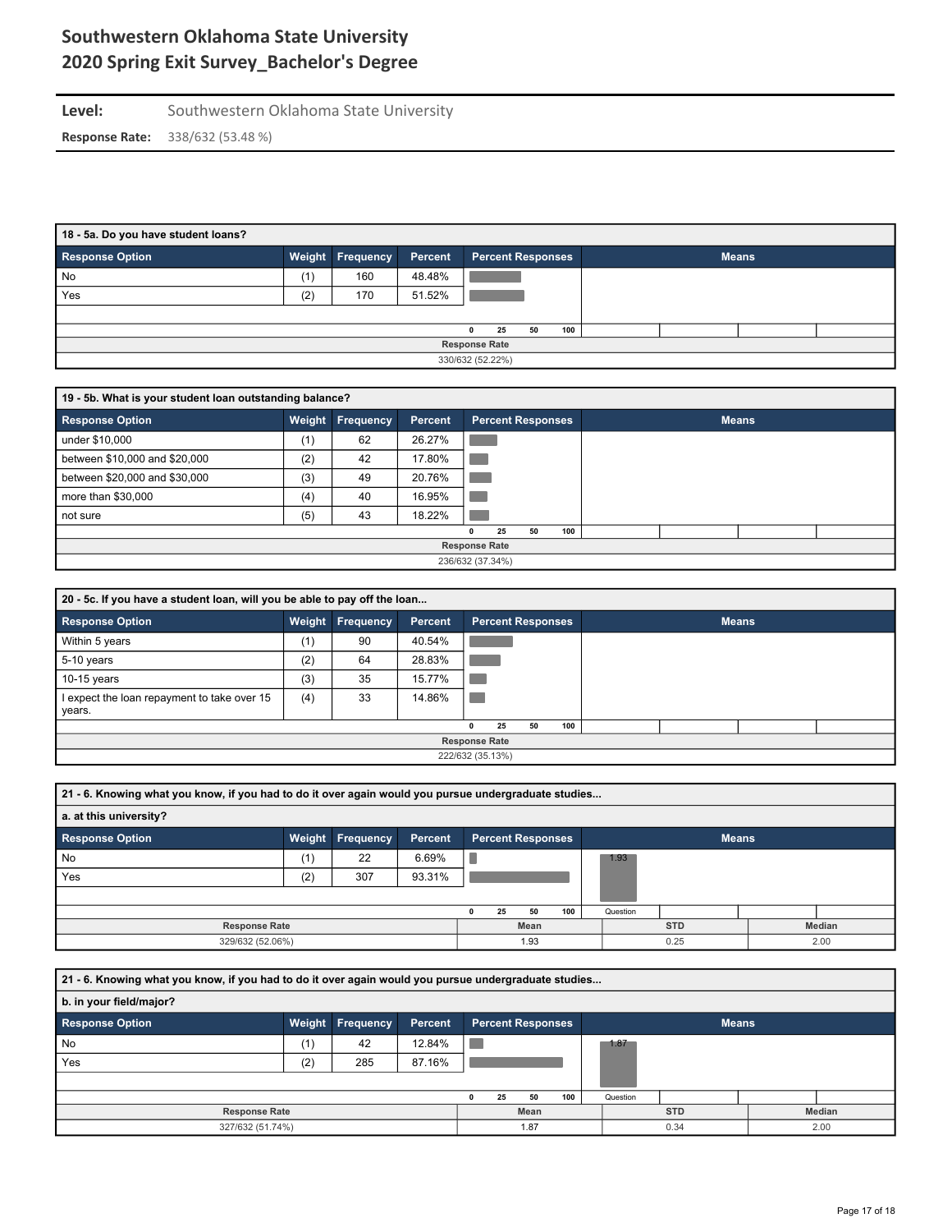# Southwestern Oklahoma State University
# 2020 Spring Exit Survey_Bachelor's Degree

**Level:** Southwestern Oklahoma State University

**Response Rate:** 338/632 (53.48 %)

### 18 - 5a. Do you have student loans?

| Response Option | Weight | Frequency | Percent |
|---|---|---|---|
| No | (1) | 160 | 48.48% |
| Yes | (2) | 170 | 51.52% |

Response Rate: 330/632 (52.22%)

### 19 - 5b. What is your student loan outstanding balance?

| Response Option | Weight | Frequency | Percent |
|---|---|---|---|
| under $10,000 | (1) | 62 | 26.27% |
| between $10,000 and $20,000 | (2) | 42 | 17.80% |
| between $20,000 and $30,000 | (3) | 49 | 20.76% |
| more than $30,000 | (4) | 40 | 16.95% |
| not sure | (5) | 43 | 18.22% |

Response Rate: 236/632 (37.34%)

### 20 - 5c. If you have a student loan, will you be able to pay off the loan...

| Response Option | Weight | Frequency | Percent |
|---|---|---|---|
| Within 5 years | (1) | 90 | 40.54% |
| 5-10 years | (2) | 64 | 28.83% |
| 10-15 years | (3) | 35 | 15.77% |
| I expect the loan repayment to take over 15 years. | (4) | 33 | 14.86% |

Response Rate: 222/632 (35.13%)

### 21 - 6. Knowing what you know, if you had to do it over again would you pursue undergraduate studies...

**a. at this university?**

| Response Option | Weight | Frequency | Percent |
|---|---|---|---|
| No | (1) | 22 | 6.69% |
| Yes | (2) | 307 | 93.31% |

| Response Rate | Mean | STD | Median |
|---|---|---|---|
| 329/632 (52.06%) | 1.93 | 0.25 | 2.00 |

### 21 - 6. Knowing what you know, if you had to do it over again would you pursue undergraduate studies...

**b. in your field/major?**

| Response Option | Weight | Frequency | Percent |
|---|---|---|---|
| No | (1) | 42 | 12.84% |
| Yes | (2) | 285 | 87.16% |

| Response Rate | Mean | STD | Median |
|---|---|---|---|
| 327/632 (51.74%) | 1.87 | 0.34 | 2.00 |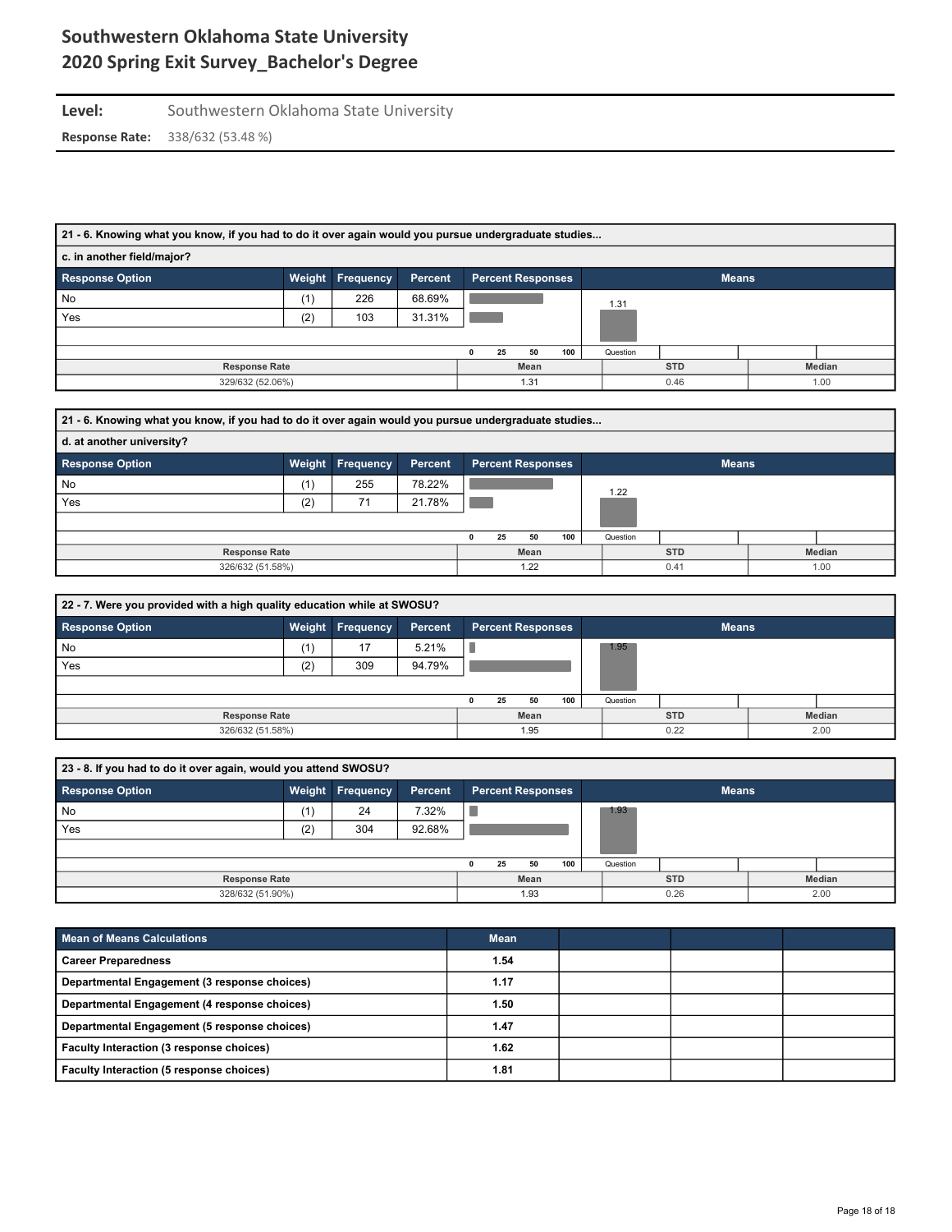# Southwestern Oklahoma State University
# 2020 Spring Exit Survey_Bachelor's Degree

**Level:** Southwestern Oklahoma State University

**Response Rate:** 338/632 (53.48 %)

**21 - 6. Knowing what you know, if you had to do it over again would you pursue undergraduate studies...**

**c. in another field/major?**

| Response Option | Weight | Frequency | Percent |
|---|---|---|---|
| No | (1) | 226 | 68.69% |
| Yes | (2) | 103 | 31.31% |

Means: 1.31

| Response Rate | Mean | STD | Median |
|---|---|---|---|
| 329/632 (52.06%) | 1.31 | 0.46 | 1.00 |

**21 - 6. Knowing what you know, if you had to do it over again would you pursue undergraduate studies...**

**d. at another university?**

| Response Option | Weight | Frequency | Percent |
|---|---|---|---|
| No | (1) | 255 | 78.22% |
| Yes | (2) | 71 | 21.78% |

Means: 1.22

| Response Rate | Mean | STD | Median |
|---|---|---|---|
| 326/632 (51.58%) | 1.22 | 0.41 | 1.00 |

**22 - 7. Were you provided with a high quality education while at SWOSU?**

| Response Option | Weight | Frequency | Percent |
|---|---|---|---|
| No | (1) | 17 | 5.21% |
| Yes | (2) | 309 | 94.79% |

Means: 1.95

| Response Rate | Mean | STD | Median |
|---|---|---|---|
| 326/632 (51.58%) | 1.95 | 0.22 | 2.00 |

**23 - 8. If you had to do it over again, would you attend SWOSU?**

| Response Option | Weight | Frequency | Percent |
|---|---|---|---|
| No | (1) | 24 | 7.32% |
| Yes | (2) | 304 | 92.68% |

Means: 1.93

| Response Rate | Mean | STD | Median |
|---|---|---|---|
| 328/632 (51.90%) | 1.93 | 0.26 | 2.00 |

| Mean of Means Calculations | Mean | | | |
|---|---|---|---|---|
| **Career Preparedness** | **1.54** | | | |
| **Departmental Engagement (3 response choices)** | **1.17** | | | |
| **Departmental Engagement (4 response choices)** | **1.50** | | | |
| **Departmental Engagement (5 response choices)** | **1.47** | | | |
| **Faculty Interaction (3 response choices)** | **1.62** | | | |
| **Faculty Interaction (5 response choices)** | **1.81** | | | |